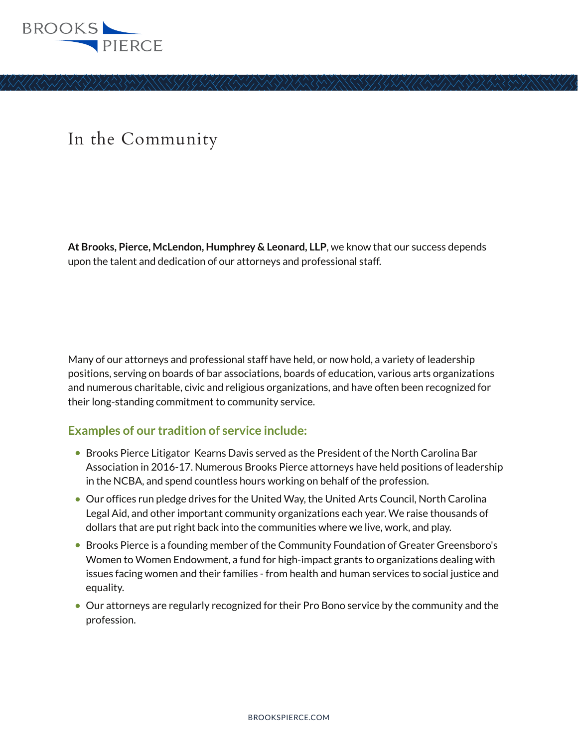# In the Community

**At Brooks, Pierce, McLendon, Humphrey & Leonard, LLP**, we know that our success depends upon the talent and dedication of our attorneys and professional staff.

Many of our attorneys and professional staff have held, or now hold, a variety of leadership positions, serving on boards of bar associations, boards of education, various arts organizations and numerous charitable, civic and religious organizations, and have often been recognized for their long-standing commitment to community service.

### Examples of our tradition of service include:

- Brooks Pierce Litigator Kearns Davis served as the President of the North Carolina Bar Association in 2016-17. Numerous Brooks Pierce attorneys have held positions of leadership in the NCBA, and spend countless hours working on behalf of the profession.
- Our offices run pledge drives for the United Way, the United Arts Council, North Carolina Legal Aid, and other important community organizations each year. We raise thousands of dollars that are put right back into the communities where we live, work, and play.
- Brooks Pierce is a founding member of the Community Foundation of Greater Greensboro's Women to Women Endowment, a fund for high-impact grants to organizations dealing with issues facing women and their families - from health and human services to social justice and equality.
- Our attorneys are regularly recognized for their Pro Bono service by the community and the profession.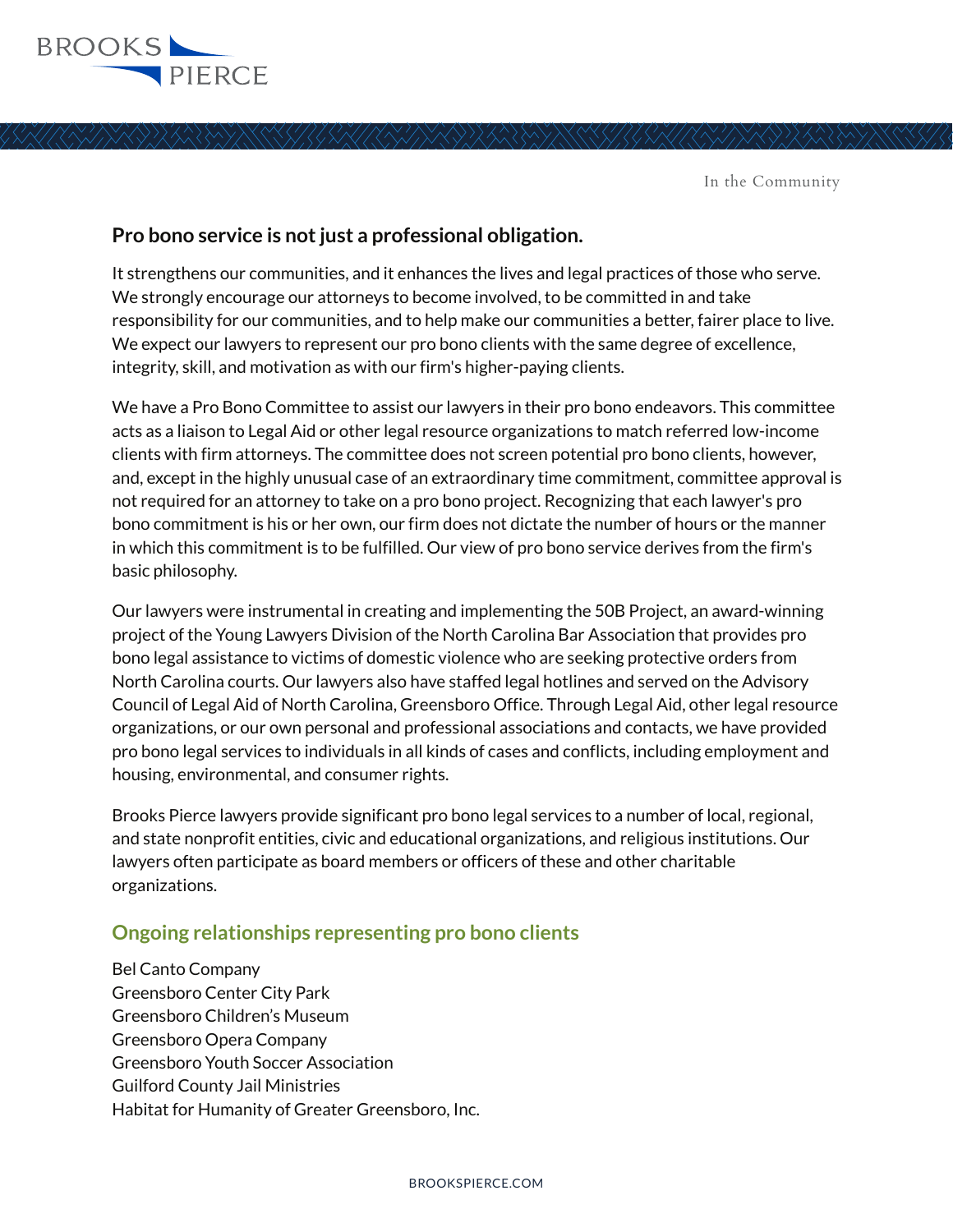## Pro bono service is not just a professional obligation.

It strengthens our communities, and it enhances the lives and legal practices of those who serve. We strongly encourage our attorneys to become involved, to be committed in and take responsibility for our communities, and to help make our communities a better, fairer place to live. We expect our lawyers to represent our pro bono clients with the same degree of excellence, integrity, skill, and motivation as with our firm's higher-paying clients.

We have a Pro Bono Committee to assist our lawyers in their pro bono endeavors. This committee acts as a liaison to Legal Aid or other legal resource organizations to match referred low-income clients with firm attorneys. The committee does not screen potential pro bono clients, however, and, except in the highly unusual case of an extraordinary time commitment, committee approval is not required for an attorney to take on a pro bono project. Recognizing that each lawyer's pro bono commitment is his or her own, our firm does not dictate the number of hours or the manner in which this commitment is to be fulfilled. Our view of pro bono service derives from the firm's basic philosophy.

Our lawyers were instrumental in creating and implementing the 50B Project, an award-winning project of the Young Lawyers Division of the North Carolina Bar Association that provides pro bono legal assistance to victims of domestic violence who are seeking protective orders from North Carolina courts. Our lawyers also have staffed legal hotlines and served on the Advisory Council of Legal Aid of North Carolina, Greensboro Office. Through Legal Aid, other legal resource organizations, or our own personal and professional associations and contacts, we have provided pro bono legal services to individuals in all kinds of cases and conflicts, including employment and housing, environmental, and consumer rights.

Brooks Pierce lawyers provide significant pro bono legal services to a number of local, regional, and state nonprofit entities, civic and educational organizations, and religious institutions. Our lawyers often participate as board members or officers of these and other charitable organizations.

### Ongoing relationships representing pro bono clients

Bel Canto Company
Greensboro Center City Park
Greensboro Children's Museum
Greensboro Opera Company
Greensboro Youth Soccer Association
Guilford County Jail Ministries
Habitat for Humanity of Greater Greensboro, Inc.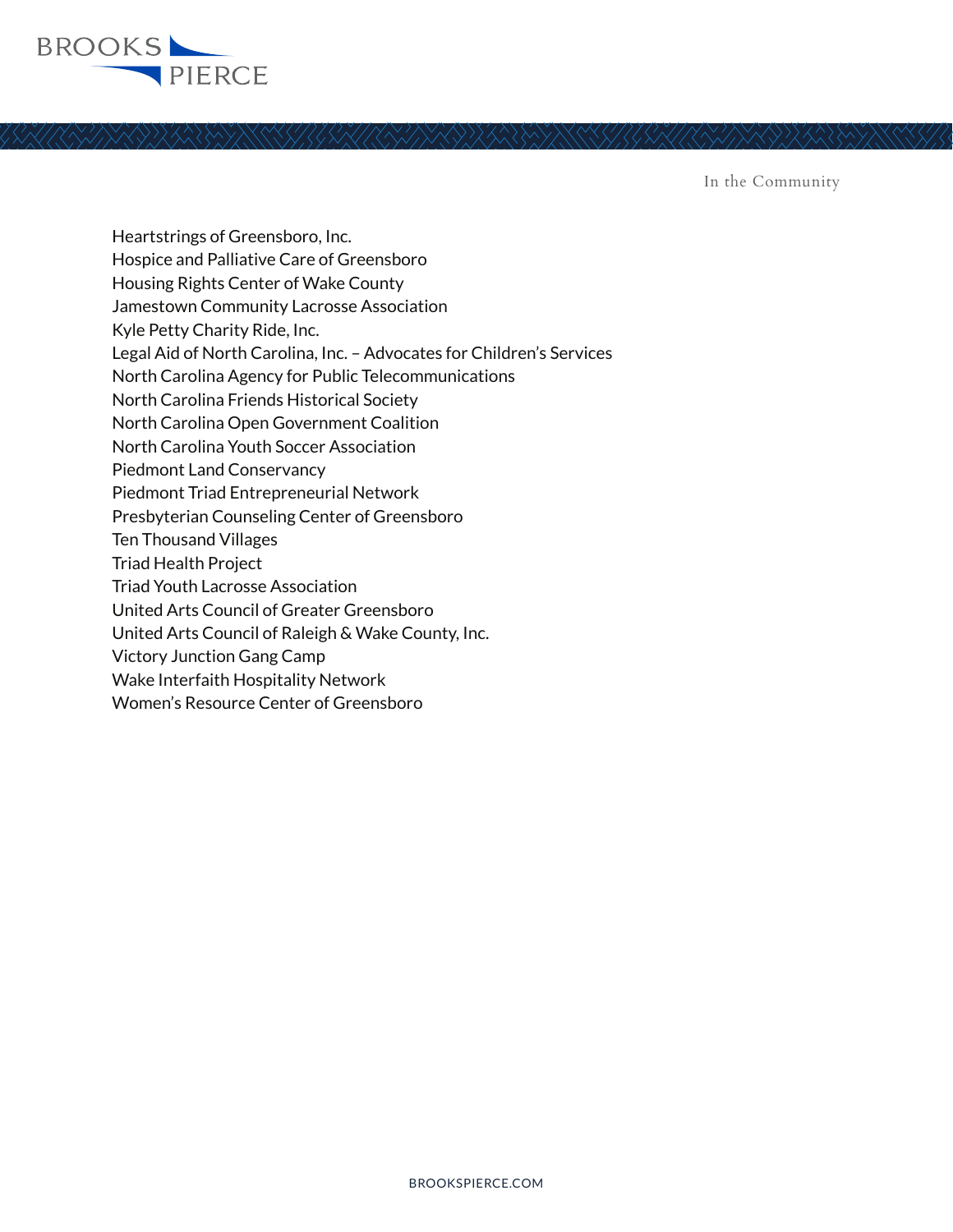Heartstrings of Greensboro, Inc.
Hospice and Palliative Care of Greensboro
Housing Rights Center of Wake County
Jamestown Community Lacrosse Association
Kyle Petty Charity Ride, Inc.
Legal Aid of North Carolina, Inc. – Advocates for Children's Services
North Carolina Agency for Public Telecommunications
North Carolina Friends Historical Society
North Carolina Open Government Coalition
North Carolina Youth Soccer Association
Piedmont Land Conservancy
Piedmont Triad Entrepreneurial Network
Presbyterian Counseling Center of Greensboro
Ten Thousand Villages
Triad Health Project
Triad Youth Lacrosse Association
United Arts Council of Greater Greensboro
United Arts Council of Raleigh & Wake County, Inc.
Victory Junction Gang Camp
Wake Interfaith Hospitality Network
Women's Resource Center of Greensboro